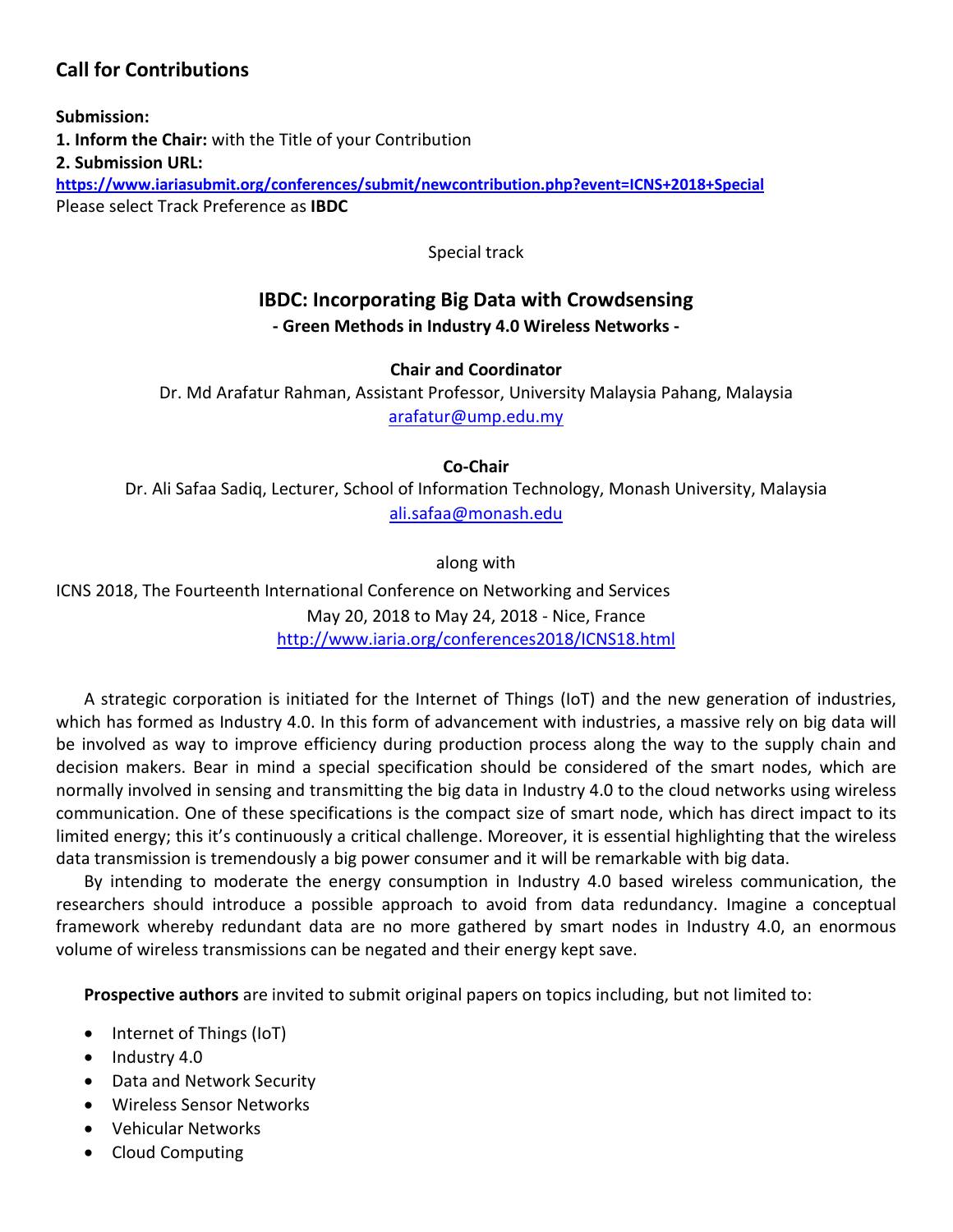## Call for Contributions

**Submission:**

**1. Inform the Chair:** with the Title of your Contribution

**2. Submission URL:**

**https://www.iariasubmit.org/conferences/submit/newcontribution.php?event=ICNS+2018+Special**

Please select Track Preference as **IBDC**

Special track

# IBDC: Incorporating Big Data with Crowdsensing

**- Green Methods in Industry 4.0 Wireless Networks -**

**Chair and Coordinator**

Dr. Md Arafatur Rahman, Assistant Professor, University Malaysia Pahang, Malaysia

arafatur@ump.edu.my

**Co-Chair**

Dr. Ali Safaa Sadiq, Lecturer, School of Information Technology, Monash University, Malaysia

ali.safaa@monash.edu

along with

ICNS 2018, The Fourteenth International Conference on Networking and Services

May 20, 2018 to May 24, 2018 - Nice, France

http://www.iaria.org/conferences2018/ICNS18.html

A strategic corporation is initiated for the Internet of Things (IoT) and the new generation of industries, which has formed as Industry 4.0. In this form of advancement with industries, a massive rely on big data will be involved as way to improve efficiency during production process along the way to the supply chain and decision makers. Bear in mind a special specification should be considered of the smart nodes, which are normally involved in sensing and transmitting the big data in Industry 4.0 to the cloud networks using wireless communication. One of these specifications is the compact size of smart node, which has direct impact to its limited energy; this it's continuously a critical challenge. Moreover, it is essential highlighting that the wireless data transmission is tremendously a big power consumer and it will be remarkable with big data.

By intending to moderate the energy consumption in Industry 4.0 based wireless communication, the researchers should introduce a possible approach to avoid from data redundancy. Imagine a conceptual framework whereby redundant data are no more gathered by smart nodes in Industry 4.0, an enormous volume of wireless transmissions can be negated and their energy kept save.

**Prospective authors** are invited to submit original papers on topics including, but not limited to:

- Internet of Things (IoT)
- Industry 4.0
- Data and Network Security
- Wireless Sensor Networks
- Vehicular Networks
- Cloud Computing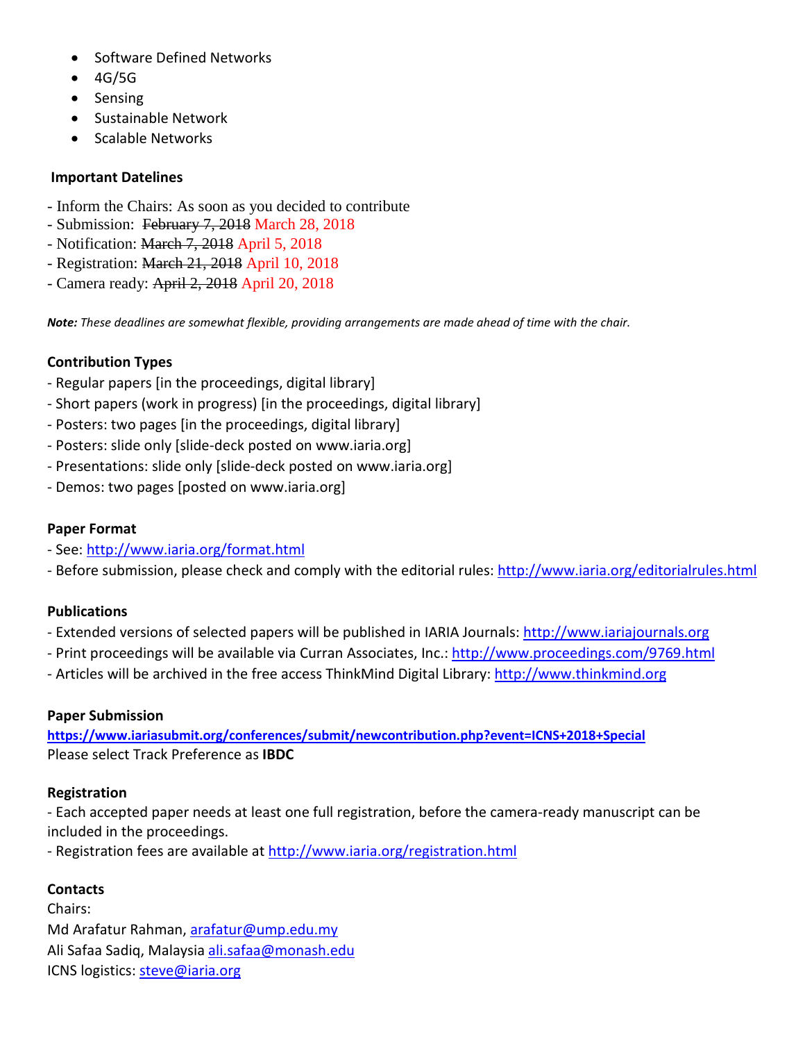- Software Defined Networks
- 4G/5G
- Sensing
- Sustainable Network
- Scalable Networks

**Important Datelines**

- Inform the Chairs: As soon as you decided to contribute
- Submission: ~~February 7, 2018~~ March 28, 2018
- Notification: ~~March 7, 2018~~ April 5, 2018
- Registration: ~~March 21, 2018~~ April 10, 2018
- Camera ready: ~~April 2, 2018~~ April 20, 2018

***Note:*** *These deadlines are somewhat flexible, providing arrangements are made ahead of time with the chair.*

**Contribution Types**

- Regular papers [in the proceedings, digital library]
- Short papers (work in progress) [in the proceedings, digital library]
- Posters: two pages [in the proceedings, digital library]
- Posters: slide only [slide-deck posted on www.iaria.org]
- Presentations: slide only [slide-deck posted on www.iaria.org]
- Demos: two pages [posted on www.iaria.org]

**Paper Format**

- See: http://www.iaria.org/format.html
- Before submission, please check and comply with the editorial rules: http://www.iaria.org/editorialrules.html

**Publications**

- Extended versions of selected papers will be published in IARIA Journals: http://www.iariajournals.org
- Print proceedings will be available via Curran Associates, Inc.: http://www.proceedings.com/9769.html
- Articles will be archived in the free access ThinkMind Digital Library: http://www.thinkmind.org

**Paper Submission**

**https://www.iariasubmit.org/conferences/submit/newcontribution.php?event=ICNS+2018+Special**
Please select Track Preference as **IBDC**

**Registration**

- Each accepted paper needs at least one full registration, before the camera-ready manuscript can be included in the proceedings.
- Registration fees are available at http://www.iaria.org/registration.html

**Contacts**

Chairs:
Md Arafatur Rahman, arafatur@ump.edu.my
Ali Safaa Sadiq, Malaysia ali.safaa@monash.edu
ICNS logistics: steve@iaria.org